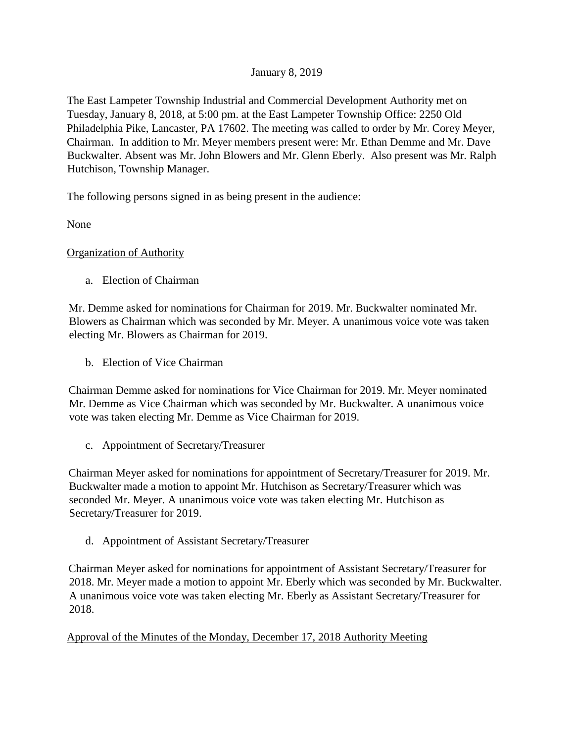January 8, 2019

The East Lampeter Township Industrial and Commercial Development Authority met on Tuesday, January 8, 2018, at 5:00 pm. at the East Lampeter Township Office: 2250 Old Philadelphia Pike, Lancaster, PA 17602. The meeting was called to order by Mr. Corey Meyer, Chairman. In addition to Mr. Meyer members present were: Mr. Ethan Demme and Mr. Dave Buckwalter. Absent was Mr. John Blowers and Mr. Glenn Eberly. Also present was Mr. Ralph Hutchison, Township Manager.

The following persons signed in as being present in the audience:

None

Organization of Authority

a. Election of Chairman

Mr. Demme asked for nominations for Chairman for 2019. Mr. Buckwalter nominated Mr. Blowers as Chairman which was seconded by Mr. Meyer. A unanimous voice vote was taken electing Mr. Blowers as Chairman for 2019.

b. Election of Vice Chairman

Chairman Demme asked for nominations for Vice Chairman for 2019. Mr. Meyer nominated Mr. Demme as Vice Chairman which was seconded by Mr. Buckwalter. A unanimous voice vote was taken electing Mr. Demme as Vice Chairman for 2019.

c. Appointment of Secretary/Treasurer

Chairman Meyer asked for nominations for appointment of Secretary/Treasurer for 2019. Mr. Buckwalter made a motion to appoint Mr. Hutchison as Secretary/Treasurer which was seconded Mr. Meyer. A unanimous voice vote was taken electing Mr. Hutchison as Secretary/Treasurer for 2019.

d. Appointment of Assistant Secretary/Treasurer

Chairman Meyer asked for nominations for appointment of Assistant Secretary/Treasurer for 2018. Mr. Meyer made a motion to appoint Mr. Eberly which was seconded by Mr. Buckwalter. A unanimous voice vote was taken electing Mr. Eberly as Assistant Secretary/Treasurer for 2018.

Approval of the Minutes of the Monday, December 17, 2018 Authority Meeting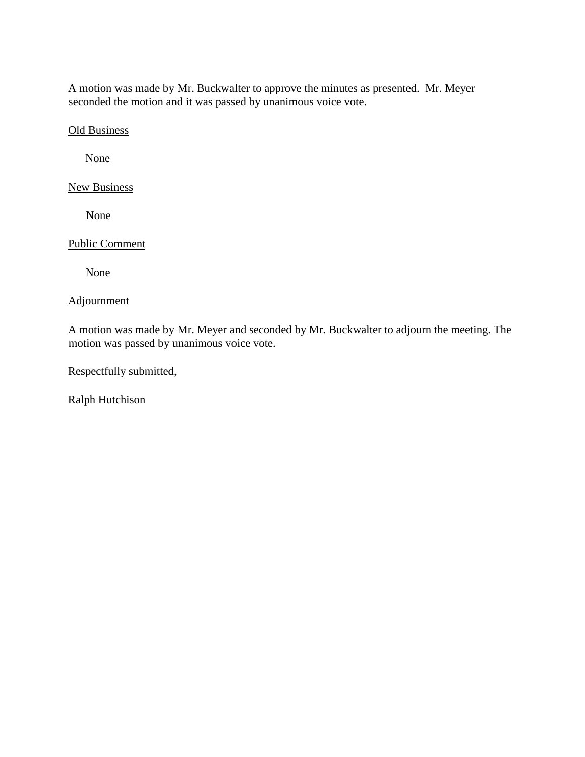A motion was made by Mr. Buckwalter to approve the minutes as presented. Mr. Meyer seconded the motion and it was passed by unanimous voice vote.

Old Business

None

New Business

None

Public Comment

None

Adjournment

A motion was made by Mr. Meyer and seconded by Mr. Buckwalter to adjourn the meeting. The motion was passed by unanimous voice vote.

Respectfully submitted,

Ralph Hutchison